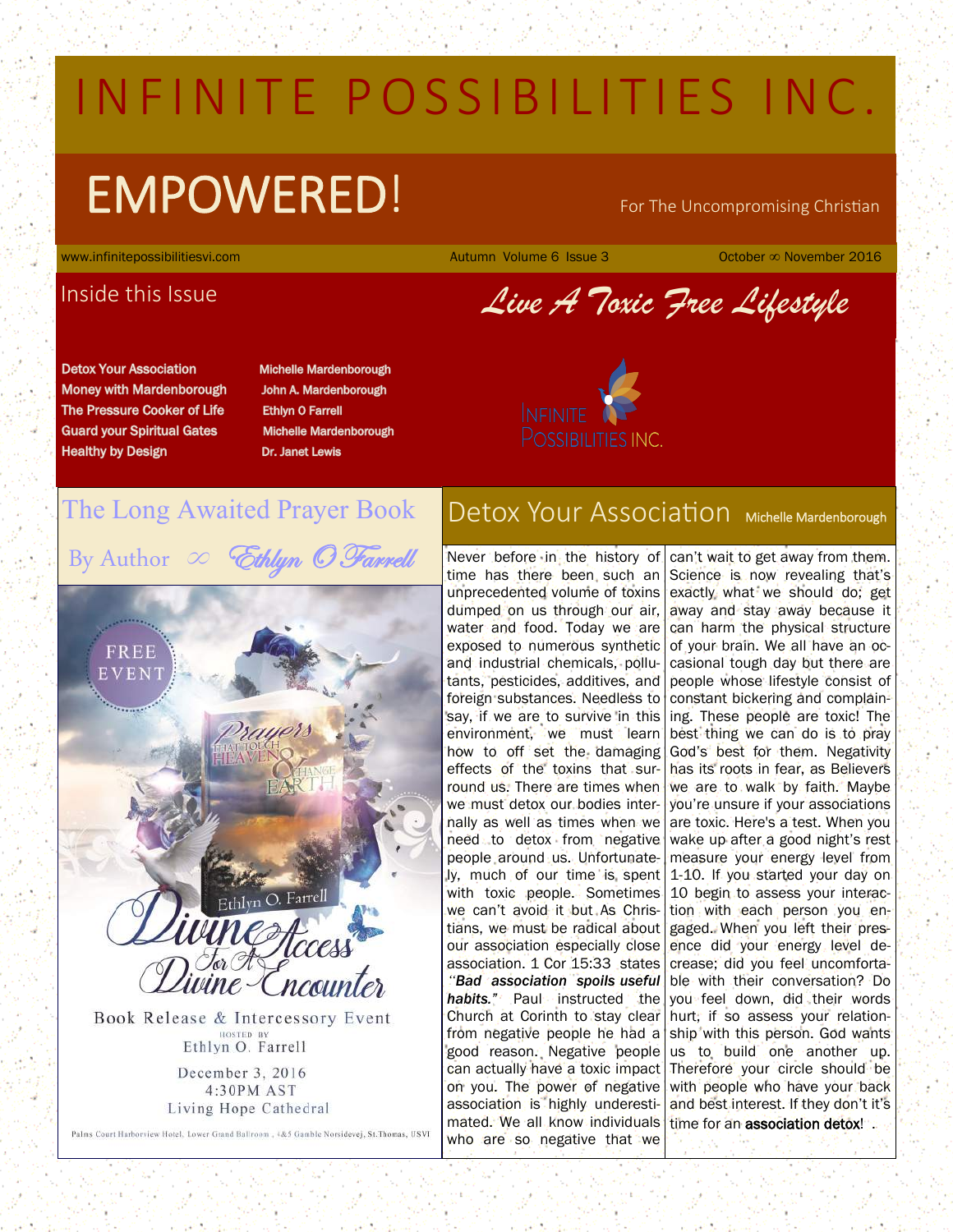# INFINITE POSSIBILITIES INC.

# EMPOWERED!

For The Uncompromising Christian

www.infinitepossibilitiesvi.com — Autumn Volume 6 Issue 3 — October ∞ November 2016

## Inside this Issue

| | |
|---|---|
| Detox Your Association | Michelle Mardenborough |
| Money with Mardenborough | John A. Mardenborough |
| The Pressure Cooker of Life | Ethlyn O Farrell |
| Guard your Spiritual Gates | Michelle Mardenborough |
| Healthy by Design | Dr. Janet Lewis |

## *Live A Toxic Free Lifestyle*

Infinite Possibilities Inc.

## The Long Awaited Prayer Book

By Author ∞ *Ethlyn O Farrell*

FREE EVENT

Prayers That Touch Heaven & Change Earth

Ethlyn O. Farrell

Divine Access For A Divine Encounter

Book Release & Intercessory Event

HOSTED BY

Ethlyn O. Farrell

December 3, 2016
4:30PM AST
Living Hope Cathedral

Palms Court Harborview Hotel, Lower Grand Ballroom, 4&5 Gamble Norsidevej, St.Thomas, USVI

## Detox Your Association

Michelle Mardenborough

Never before in the history of time has there been such an unprecedented volume of toxins dumped on us through our air, water and food. Today we are exposed to numerous synthetic and industrial chemicals, pollutants, pesticides, additives, and foreign substances. Needless to say, if we are to survive in this environment, we must learn how to off set the damaging effects of the toxins that surround us. There are times when we must detox our bodies internally as well as times when we need to detox from negative people around us. Unfortunately, much of our time is spent with toxic people. Sometimes we can't avoid it but As Christians, we must be radical about our association especially close association. 1 Cor 15:33 states "***Bad association spoils useful habits."*** Paul instructed the Church at Corinth to stay clear from negative people he had a good reason. Negative people can actually have a toxic impact on you. The power of negative association is highly underestimated. We all know individuals who are so negative that we can't wait to get away from them. Science is now revealing that's exactly what we should do; get away and stay away because it can harm the physical structure of your brain. We all have an occasional tough day but there are people whose lifestyle consist of constant bickering and complaining. These people are toxic! The best thing we can do is to pray God's best for them. Negativity has its roots in fear, as Believers we are to walk by faith. Maybe you're unsure if your associations are toxic. Here's a test. When you wake up after a good night's rest measure your energy level from 1-10. If you started your day on 10 begin to assess your interaction with each person you engaged. When you left their presence did your energy level decrease; did you feel uncomfortable with their conversation? Do you feel down, did their words hurt, if so assess your relationship with this person. God wants us to build one another up. Therefore your circle should be with people who have your back and best interest. If they don't it's time for an **association detox!** .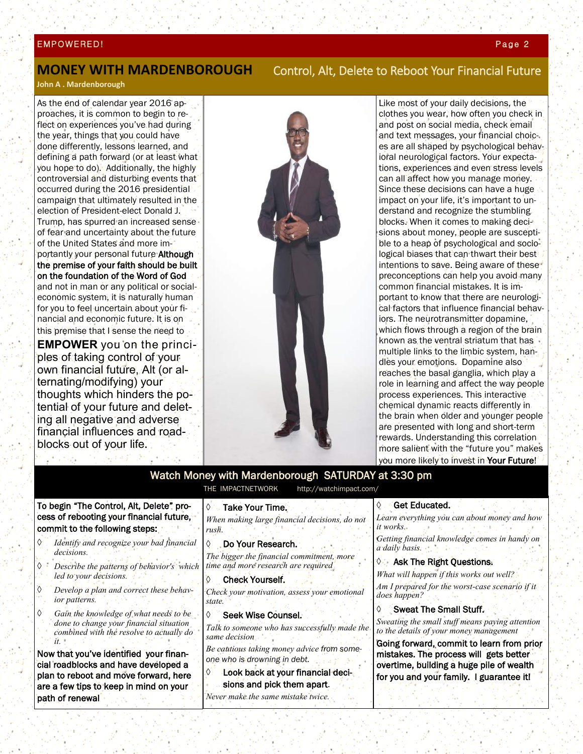## MONEY WITH MARDENBOROUGH

### Control, Alt, Delete to Reboot Your Financial Future

**John A . Mardenborough**

As the end of calendar year 2016 approaches, it is common to begin to reflect on experiences you've had during the year, things that you could have done differently, lessons learned, and defining a path forward (or at least what you hope to do). Additionally, the highly controversial and disturbing events that occurred during the 2016 presidential campaign that ultimately resulted in the election of President-elect Donald J. Trump, has spurred an increased sense of fear and uncertainty about the future of the United States and more importantly your personal future **Although the premise of your faith should be built on the foundation of the Word of God** and not in man or any political or social-economic system, it is naturally human for you to feel uncertain about your financial and economic future. It is on this premise that I sense the need to **EMPOWER** you on the principles of taking control of your own financial future, Alt (or alternating/modifying) your thoughts which hinders the potential of your future and deleting all negative and adverse financial influences and roadblocks out of your life.

Like most of your daily decisions, the clothes you wear, how often you check in and post on social media, check email and text messages, your financial choices are all shaped by psychological behavioral neurological factors. Your expectations, experiences and even stress levels can all affect how you manage money. Since these decisions can have a huge impact on your life, it's important to understand and recognize the stumbling blocks. When it comes to making decisions about money, people are susceptible to a heap of psychological and sociological biases that can thwart their best intentions to save. Being aware of these preconceptions can help you avoid many common financial mistakes. It is important to know that there are neurological factors that influence financial behaviors. The neurotransmitter dopamine, which flows through a region of the brain known as the ventral striatum that has multiple links to the limbic system, handles your emotions. Dopamine also reaches the basal ganglia, which play a role in learning and affect the way people process experiences. This interactive chemical dynamic reacts differently in the brain when older and younger people are presented with long and short-term rewards. Understanding this correlation more salient with the "future you" makes you more likely to invest in **Your Future**!

**Watch Money with Mardenborough SATURDAY at 3:30 pm**

THE IMPACTNETWORK http://watchimpact.com/

**To begin "The Control, Alt, Delete" process of rebooting your financial future, commit to the following steps:**

- *Identify and recognize your bad financial decisions.*
- *Describe the patterns of behavior's which led to your decisions.*
- *Develop a plan and correct these behavior patterns.*
- *Gain the knowledge of what needs to be done to change your financial situation combined with the resolve to actually do it.*

**Now that you've identified your financial roadblocks and have developed a plan to reboot and move forward, here are a few tips to keep in mind on your path of renewal**

- **Take Your Time.**
  *When making large financial decisions, do not rush.*
- **Do Your Research.**
  *The bigger the financial commitment, more time and more research are required*
- **Check Yourself.**
  *Check your motivation, assess your emotional state.*
- **Seek Wise Counsel.**
  *Talk to someone who has successfully made the same decision*
  *Be cautious taking money advice from someone who is drowning in debt.*
- **Look back at your financial decisions and pick them apart.**
  *Never make the same mistake twice.*
- **Get Educated.**
  *Learn everything you can about money and how it works.*
  *Getting financial knowledge comes in handy on a daily basis.*
- **Ask The Right Questions.**
  *What will happen if this works out well?*
  *Am I prepared for the worst-case scenario if it does happen?*
- **Sweat The Small Stuff.**
  *Sweating the small stuff means paying attention to the details of your money management*

**Going forward, commit to learn from prior mistakes. The process will gets better overtime, building a huge pile of wealth for you and your family. I guarantee it!**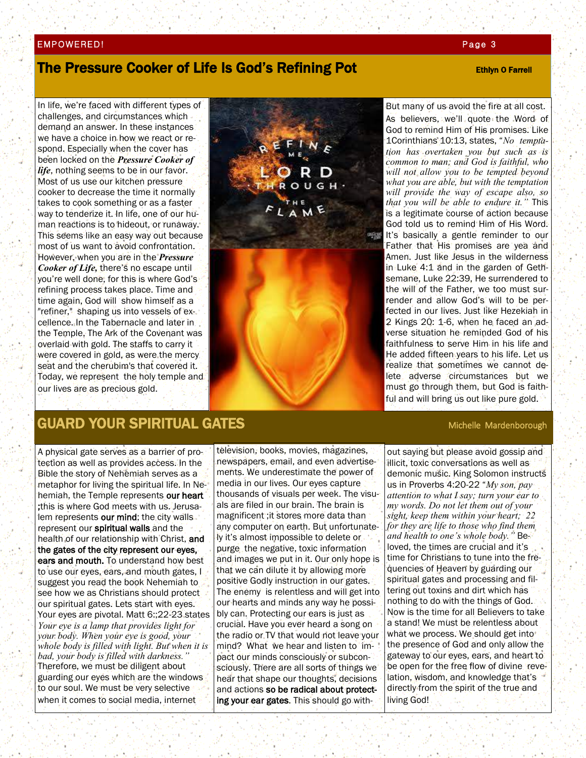## The Pressure Cooker of Life Is God's Refining Pot

**Ethlyn O Farrell**

In life, we're faced with different types of challenges, and circumstances which demand an answer. In these instances we have a choice in how we react or respond. Especially when the cover has been locked on the ***Pressure Cooker of life***, nothing seems to be in our favor. Most of us use our kitchen pressure cooker to decrease the time it normally takes to cook something or as a faster way to tenderize it. In life, one of our human reactions is to hideout, or runaway. This seems like an easy way out because most of us want to avoid confrontation. However, when you are in the ***Pressure Cooker of Life,*** there's no escape until you're well done, for this is where God's refining process takes place. Time and time again, God will show himself as a "refiner," shaping us into vessels of excellence. In the Tabernacle and later in the Temple, The Ark of the Covenant was overlaid with gold. The staffs to carry it were covered in gold, as were the mercy seat and the cherubim's that covered it. Today, we represent the holy temple and our lives are as precious gold.

But many of us avoid the fire at all cost. As believers, we'll quote the Word of God to remind Him of His promises. Like 1Corinthians 10:13, states, "*No temptation has overtaken you but such as is common to man; and God is faithful, who will not allow you to be tempted beyond what you are able, but with the temptation will provide the way of escape also, so that you will be able to endure it.*" This is a legitimate course of action because God told us to remind Him of His Word. It's basically a gentle reminder to our Father that His promises are yea and Amen. Just like Jesus in the wilderness in Luke 4:1 and in the garden of Gethsemane, Luke 22:39, He surrendered to the will of the Father, we too must surrender and allow God's will to be perfected in our lives. Just like Hezekiah in 2 Kings 20: 1-6, when he faced an adverse situation he reminded God of his faithfulness to serve Him in his life and He added fifteen years to his life. Let us realize that sometimes we cannot delete adverse circumstances but we must go through them, but God is faithful and will bring us out like pure gold.

## GUARD YOUR SPIRITUAL GATES

**Michelle Mardenborough**

A physical gate serves as a barrier of protection as well as provides access. In the Bible the story of Nehemiah serves as a metaphor for living the spiritual life. In Nehemiah, the Temple represents **our heart ;**this is where God meets with us. Jerusalem represents **our mind**; the city walls represent our **spiritual walls** and the health of our relationship with Christ, **and the gates of the city represent our eyes, ears and mouth.** To understand how best to use our eyes, ears, and mouth gates, I suggest you read the book Nehemiah to see how we as Christians should protect our spiritual gates. Lets start with eyes. Your eyes are pivotal. Matt 6:;22-23 states *Your eye is a lamp that provides light for your body. When your eye is good, your whole body is filled with light. But when it is bad, your body is filled with darkness."* Therefore, we must be diligent about guarding our eyes which are the windows to our soul. We must be very selective when it comes to social media, internet television, books, movies, magazines, newspapers, email, and even advertisements. We underestimate the power of media in our lives. Our eyes capture thousands of visuals per week. The visuals are filed in our brain. The brain is magnificent ;it stores more data than any computer on earth. But unfortunately it's almost impossible to delete or purge the negative, toxic information and images we put in it. Our only hope is that we can dilute it by allowing more positive Godly instruction in our gates. The enemy is relentless and will get into our hearts and minds any way he possibly can. Protecting our ears is just as crucial. Have you ever heard a song on the radio or TV that would not leave your mind? What we hear and listen to impact our minds consciously or subconsciously. There are all sorts of things we hear that shape our thoughts, decisions and actions **so be radical about protecting your ear gates**. This should go without saying but please avoid gossip and illicit, toxic conversations as well as demonic music. King Solomon instructs us in Proverbs 4:20-22 "*My son, pay attention to what I say; turn your ear to my words. Do not let them out of your sight, keep them within your heart; 22 for they are life to those who find them and health to one's whole body."* Beloved, the times are crucial and it's time for Christians to tune into the frequencies of Heaven by guarding our spiritual gates and processing and filtering out toxins and dirt which has nothing to do with the things of God. Now is the time for all Believers to take a stand! We must be relentless about what we process. We should get into the presence of God and only allow the gateway to our eyes, ears, and heart to be open for the free flow of divine revelation, wisdom, and knowledge that's directly from the spirit of the true and living God!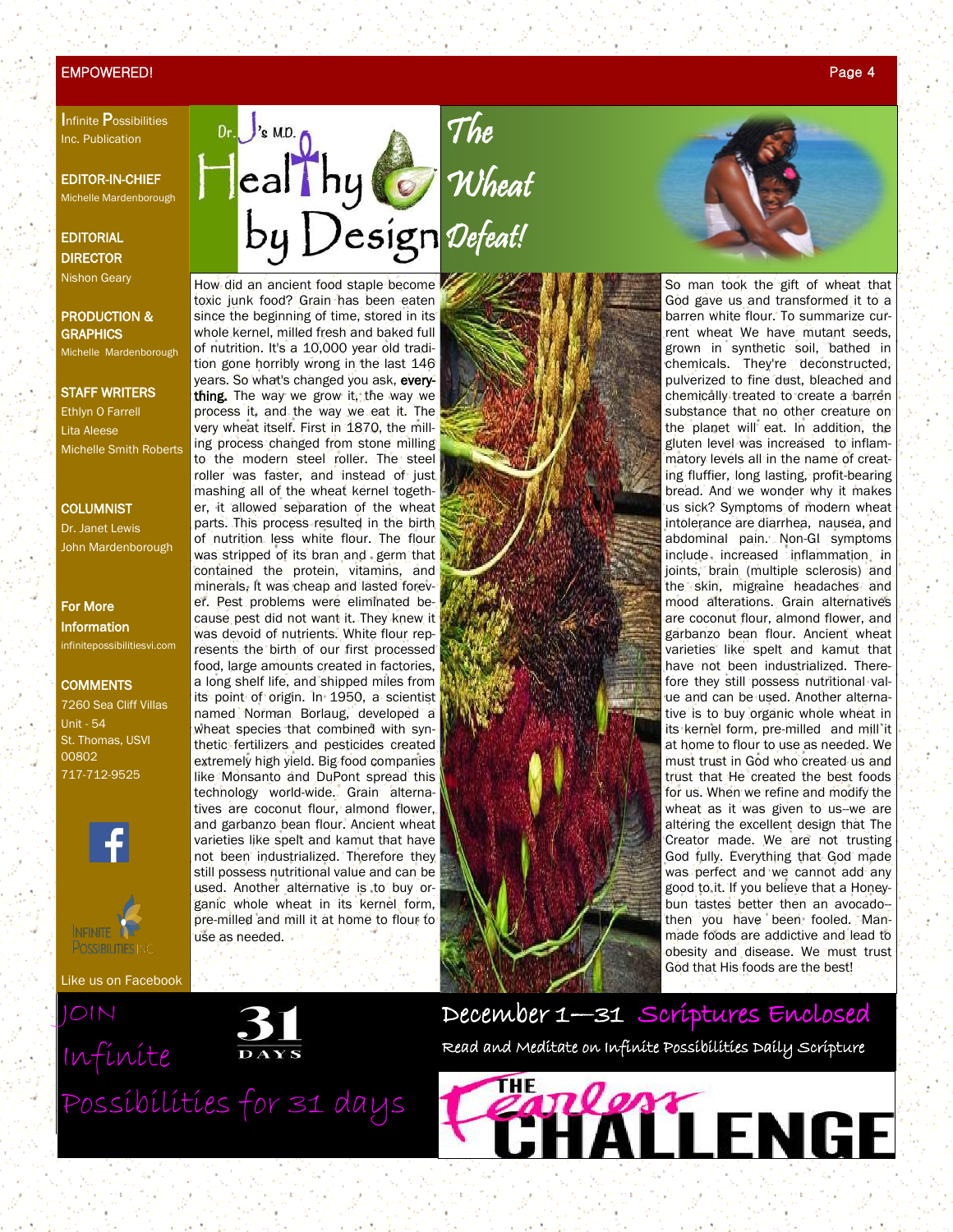Infinite Possibilities Inc. Publication

**EDITOR-IN-CHIEF**
Michelle Mardenborough

**EDITORIAL DIRECTOR**
Nishon Geary

**PRODUCTION & GRAPHICS**
Michelle Mardenborough

**STAFF WRITERS**
Ethlyn O Farrell
Lita Aleese
Michelle Smith Roberts

**COLUMNIST**
Dr. Janet Lewis
John Mardenborough

**For More Information**
infinitepossibilitiesvi.com

**COMMENTS**
7260 Sea Cliff Villas
Unit - 54
St. Thomas, USVI
00802
717-712-9525

Like us on Facebook

Dr. J's M.D. Healthy by Design

# The Wheat Defeat!

How did an ancient food staple become toxic junk food? Grain has been eaten since the beginning of time, stored in its whole kernel, milled fresh and baked full of nutrition. It's a 10,000 year old tradition gone horribly wrong in the last 146 years. So what's changed you ask, **everything.** The way we grow it, the way we process it, and the way we eat it. The very wheat itself. First in 1870, the milling process changed from stone milling to the modern steel roller. The steel roller was faster, and instead of just mashing all of the wheat kernel together, it allowed separation of the wheat parts. This process resulted in the birth of nutrition less white flour. The flour was stripped of its bran and germ that contained the protein, vitamins, and minerals. It was cheap and lasted forever. Pest problems were eliminated because pest did not want it. They knew it was devoid of nutrients. White flour represents the birth of our first processed food, large amounts created in factories, a long shelf life, and shipped miles from its point of origin. In 1950, a scientist named Norman Borlaug, developed a wheat species that combined with synthetic fertilizers and pesticides created extremely high yield. Big food companies like Monsanto and DuPont spread this technology world-wide. Grain alternatives are coconut flour, almond flower, and garbanzo bean flour. Ancient wheat varieties like spelt and kamut that have not been industrialized. Therefore they still possess nutritional value and can be used. Another alternative is to buy organic whole wheat in its kernel form, pre-milled and mill it at home to flour to use as needed.

So man took the gift of wheat that God gave us and transformed it to a barren white flour. To summarize current wheat We have mutant seeds, grown in synthetic soil, bathed in chemicals. They're deconstructed, pulverized to fine dust, bleached and chemically treated to create a barren substance that no other creature on the planet will eat. In addition, the gluten level was increased to inflammatory levels all in the name of creating fluffier, long lasting, profit-bearing bread. And we wonder why it makes us sick? Symptoms of modern wheat intolerance are diarrhea, nausea, and abdominal pain. Non-GI symptoms include increased inflammation in joints, brain (multiple sclerosis) and the skin, migraine headaches and mood alterations. Grain alternatives are coconut flour, almond flower, and garbanzo bean flour. Ancient wheat varieties like spelt and kamut that have not been industrialized. Therefore they still possess nutritional value and can be used. Another alternative is to buy organic whole wheat in its kernel form, pre-milled and mill it at home to flour to use as needed. We must trust in God who created us and trust that He created the best foods for us. When we refine and modify the wheat as it was given to us--we are altering the excellent design that The Creator made. We are not trusting God fully. Everything that God made was perfect and we cannot add any good to it. If you believe that a Honey-bun tastes better then an avocado--then you been fooled. Man-made foods are addictive and lead to obesity and disease. We must trust God that His foods are the best!

JOIN Infinite Possibilities for 31 days

31 DAYS

December 1—31 Scriptures Enclosed

Read and Meditate on Infinite Possibilities Daily Scripture

THE Fearless CHALLENGE